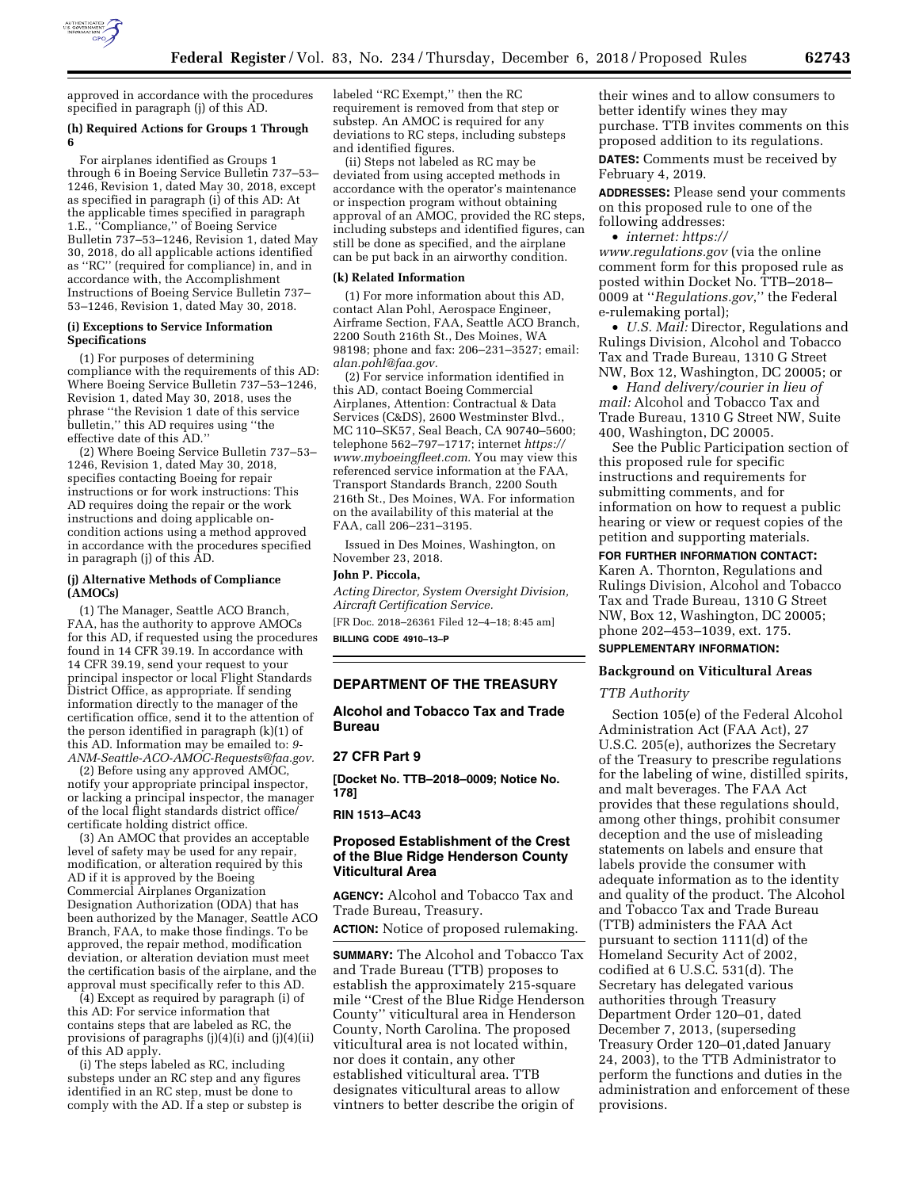approved in accordance with the procedures specified in paragraph (j) of this AD.

#### (h) Required Actions for Groups 1 Through 6

For airplanes identified as Groups 1 through 6 in Boeing Service Bulletin 737–53–1246, Revision 1, dated May 30, 2018, except as specified in paragraph (i) of this AD: At the applicable times specified in paragraph 1.E., ''Compliance,'' of Boeing Service Bulletin 737–53–1246, Revision 1, dated May 30, 2018, do all applicable actions identified as ''RC'' (required for compliance) in, and in accordance with, the Accomplishment Instructions of Boeing Service Bulletin 737–53–1246, Revision 1, dated May 30, 2018.

#### (i) Exceptions to Service Information Specifications

(1) For purposes of determining compliance with the requirements of this AD: Where Boeing Service Bulletin 737–53–1246, Revision 1, dated May 30, 2018, uses the phrase ''the Revision 1 date of this service bulletin,'' this AD requires using ''the effective date of this AD.''

(2) Where Boeing Service Bulletin 737–53–1246, Revision 1, dated May 30, 2018, specifies contacting Boeing for repair instructions or for work instructions: This AD requires doing the repair or the work instructions and doing applicable on-condition actions using a method approved in accordance with the procedures specified in paragraph (j) of this AD.

#### (j) Alternative Methods of Compliance (AMOCs)

(1) The Manager, Seattle ACO Branch, FAA, has the authority to approve AMOCs for this AD, if requested using the procedures found in 14 CFR 39.19. In accordance with 14 CFR 39.19, send your request to your principal inspector or local Flight Standards District Office, as appropriate. If sending information directly to the manager of the certification office, send it to the attention of the person identified in paragraph (k)(1) of this AD. Information may be emailed to: *9-ANM-Seattle-ACO-AMOC-Requests@faa.gov.*

(2) Before using any approved AMOC, notify your appropriate principal inspector, or lacking a principal inspector, the manager of the local flight standards district office/certificate holding district office.

(3) An AMOC that provides an acceptable level of safety may be used for any repair, modification, or alteration required by this AD if it is approved by the Boeing Commercial Airplanes Organization Designation Authorization (ODA) that has been authorized by the Manager, Seattle ACO Branch, FAA, to make those findings. To be approved, the repair method, modification deviation, or alteration deviation must meet the certification basis of the airplane, and the approval must specifically refer to this AD.

(4) Except as required by paragraph (i) of this AD: For service information that contains steps that are labeled as RC, the provisions of paragraphs (j)(4)(i) and (j)(4)(ii) of this AD apply.

(i) The steps labeled as RC, including substeps under an RC step and any figures identified in an RC step, must be done to comply with the AD. If a step or substep is labeled ''RC Exempt,'' then the RC requirement is removed from that step or substep. An AMOC is required for any deviations to RC steps, including substeps and identified figures.

(ii) Steps not labeled as RC may be deviated from using accepted methods in accordance with the operator's maintenance or inspection program without obtaining approval of an AMOC, provided the RC steps, including substeps and identified figures, can still be done as specified, and the airplane can be put back in an airworthy condition.

#### (k) Related Information

(1) For more information about this AD, contact Alan Pohl, Aerospace Engineer, Airframe Section, FAA, Seattle ACO Branch, 2200 South 216th St., Des Moines, WA 98198; phone and fax: 206–231–3527; email: *alan.pohl@faa.gov.*

(2) For service information identified in this AD, contact Boeing Commercial Airplanes, Attention: Contractual & Data Services (C&DS), 2600 Westminster Blvd., MC 110–SK57, Seal Beach, CA 90740–5600; telephone 562–797–1717; internet *https://www.myboeingfleet.com.* You may view this referenced service information at the FAA, Transport Standards Branch, 2200 South 216th St., Des Moines, WA. For information on the availability of this material at the FAA, call 206–231–3195.

Issued in Des Moines, Washington, on November 23, 2018.

**John P. Piccola,**

*Acting Director, System Oversight Division, Aircraft Certification Service.*

[FR Doc. 2018–26361 Filed 12–4–18; 8:45 am]

**BILLING CODE 4910–13–P**

---

## DEPARTMENT OF THE TREASURY

### Alcohol and Tobacco Tax and Trade Bureau

### 27 CFR Part 9

**[Docket No. TTB–2018–0009; Notice No. 178]**

**RIN 1513–AC43**

### Proposed Establishment of the Crest of the Blue Ridge Henderson County Viticultural Area

**AGENCY:** Alcohol and Tobacco Tax and Trade Bureau, Treasury.

**ACTION:** Notice of proposed rulemaking.

**SUMMARY:** The Alcohol and Tobacco Tax and Trade Bureau (TTB) proposes to establish the approximately 215-square mile ''Crest of the Blue Ridge Henderson County'' viticultural area in Henderson County, North Carolina. The proposed viticultural area is not located within, nor does it contain, any other established viticultural area. TTB designates viticultural areas to allow vintners to better describe the origin of their wines and to allow consumers to better identify wines they may purchase. TTB invites comments on this proposed addition to its regulations.

**DATES:** Comments must be received by February 4, 2019.

**ADDRESSES:** Please send your comments on this proposed rule to one of the following addresses:

• *internet: https://www.regulations.gov* (via the online comment form for this proposed rule as posted within Docket No. TTB–2018–0009 at ''*Regulations.gov*,'' the Federal e-rulemaking portal);

• *U.S. Mail:* Director, Regulations and Rulings Division, Alcohol and Tobacco Tax and Trade Bureau, 1310 G Street NW, Box 12, Washington, DC 20005; or

• *Hand delivery/courier in lieu of mail:* Alcohol and Tobacco Tax and Trade Bureau, 1310 G Street NW, Suite 400, Washington, DC 20005.

See the Public Participation section of this proposed rule for specific instructions and requirements for submitting comments, and for information on how to request a public hearing or view or request copies of the petition and supporting materials.

**FOR FURTHER INFORMATION CONTACT:** Karen A. Thornton, Regulations and Rulings Division, Alcohol and Tobacco Tax and Trade Bureau, 1310 G Street NW, Box 12, Washington, DC 20005; phone 202–453–1039, ext. 175.

**SUPPLEMENTARY INFORMATION:**

#### Background on Viticultural Areas

*TTB Authority*

Section 105(e) of the Federal Alcohol Administration Act (FAA Act), 27 U.S.C. 205(e), authorizes the Secretary of the Treasury to prescribe regulations for the labeling of wine, distilled spirits, and malt beverages. The FAA Act provides that these regulations should, among other things, prohibit consumer deception and the use of misleading statements on labels and ensure that labels provide the consumer with adequate information as to the identity and quality of the product. The Alcohol and Tobacco Tax and Trade Bureau (TTB) administers the FAA Act pursuant to section 1111(d) of the Homeland Security Act of 2002, codified at 6 U.S.C. 531(d). The Secretary has delegated various authorities through Treasury Department Order 120–01, dated December 7, 2013, (superseding Treasury Order 120–01,dated January 24, 2003), to the TTB Administrator to perform the functions and duties in the administration and enforcement of these provisions.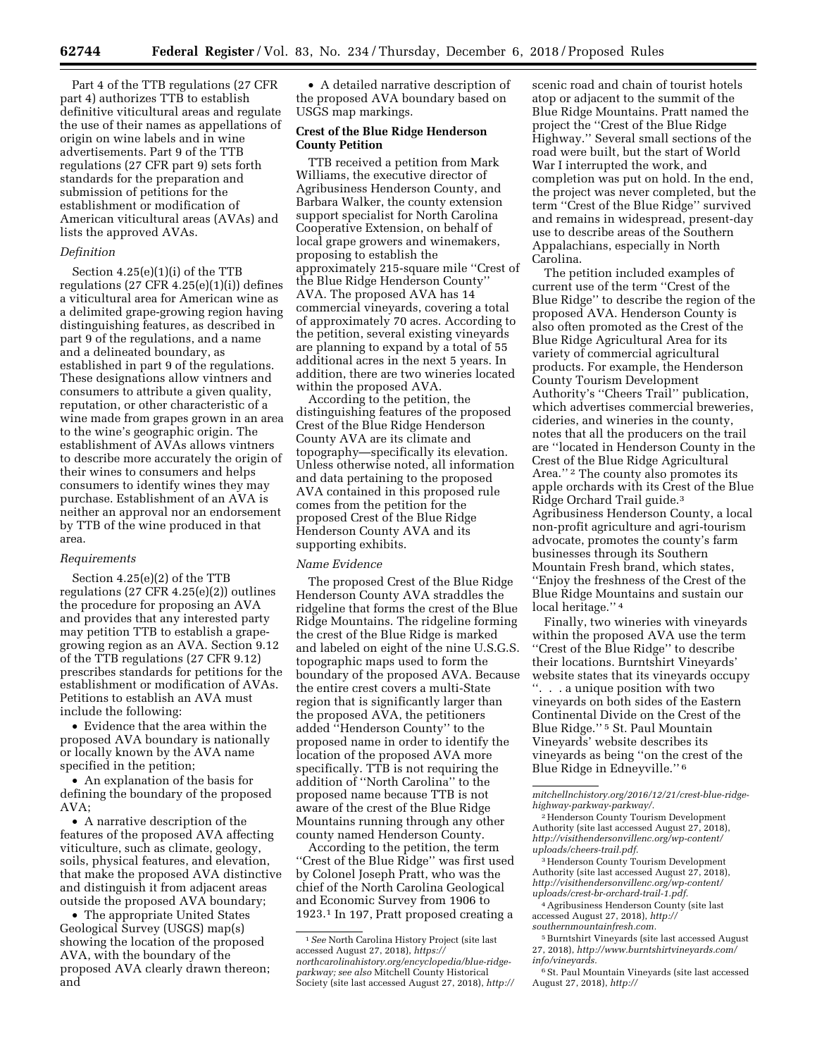Part 4 of the TTB regulations (27 CFR part 4) authorizes TTB to establish definitive viticultural areas and regulate the use of their names as appellations of origin on wine labels and in wine advertisements. Part 9 of the TTB regulations (27 CFR part 9) sets forth standards for the preparation and submission of petitions for the establishment or modification of American viticultural areas (AVAs) and lists the approved AVAs.

*Definition*

Section 4.25(e)(1)(i) of the TTB regulations (27 CFR 4.25(e)(1)(i)) defines a viticultural area for American wine as a delimited grape-growing region having distinguishing features, as described in part 9 of the regulations, and a name and a delineated boundary, as established in part 9 of the regulations. These designations allow vintners and consumers to attribute a given quality, reputation, or other characteristic of a wine made from grapes grown in an area to the wine's geographic origin. The establishment of AVAs allows vintners to describe more accurately the origin of their wines to consumers and helps consumers to identify wines they may purchase. Establishment of an AVA is neither an approval nor an endorsement by TTB of the wine produced in that area.

*Requirements*

Section 4.25(e)(2) of the TTB regulations (27 CFR 4.25(e)(2)) outlines the procedure for proposing an AVA and provides that any interested party may petition TTB to establish a grape-growing region as an AVA. Section 9.12 of the TTB regulations (27 CFR 9.12) prescribes standards for petitions for the establishment or modification of AVAs. Petitions to establish an AVA must include the following:

- Evidence that the area within the proposed AVA boundary is nationally or locally known by the AVA name specified in the petition;
- An explanation of the basis for defining the boundary of the proposed AVA;
- A narrative description of the features of the proposed AVA affecting viticulture, such as climate, geology, soils, physical features, and elevation, that make the proposed AVA distinctive and distinguish it from adjacent areas outside the proposed AVA boundary;
- The appropriate United States Geological Survey (USGS) map(s) showing the location of the proposed AVA, with the boundary of the proposed AVA clearly drawn thereon; and
- A detailed narrative description of the proposed AVA boundary based on USGS map markings.

**Crest of the Blue Ridge Henderson County Petition**

TTB received a petition from Mark Williams, the executive director of Agribusiness Henderson County, and Barbara Walker, the county extension support specialist for North Carolina Cooperative Extension, on behalf of local grape growers and winemakers, proposing to establish the approximately 215-square mile ''Crest of the Blue Ridge Henderson County'' AVA. The proposed AVA has 14 commercial vineyards, covering a total of approximately 70 acres. According to the petition, several existing vineyards are planning to expand by a total of 55 additional acres in the next 5 years. In addition, there are two wineries located within the proposed AVA.

According to the petition, the distinguishing features of the proposed Crest of the Blue Ridge Henderson County AVA are its climate and topography—specifically its elevation. Unless otherwise noted, all information and data pertaining to the proposed AVA contained in this proposed rule comes from the petition for the proposed Crest of the Blue Ridge Henderson County AVA and its supporting exhibits.

*Name Evidence*

The proposed Crest of the Blue Ridge Henderson County AVA straddles the ridgeline that forms the crest of the Blue Ridge Mountains. The ridgeline forming the crest of the Blue Ridge is marked and labeled on eight of the nine U.S.G.S. topographic maps used to form the boundary of the proposed AVA. Because the entire crest covers a multi-State region that is significantly larger than the proposed AVA, the petitioners added ''Henderson County'' to the proposed name in order to identify the location of the proposed AVA more specifically. TTB is not requiring the addition of ''North Carolina'' to the proposed name because TTB is not aware of the crest of the Blue Ridge Mountains running through any other county named Henderson County.

According to the petition, the term ''Crest of the Blue Ridge'' was first used by Colonel Joseph Pratt, who was the chief of the North Carolina Geological and Economic Survey from 1906 to 1923.[1] In 197, Pratt proposed creating a scenic road and chain of tourist hotels atop or adjacent to the summit of the Blue Ridge Mountains. Pratt named the project the ''Crest of the Blue Ridge Highway.'' Several small sections of the road were built, but the start of World War I interrupted the work, and completion was put on hold. In the end, the project was never completed, but the term ''Crest of the Blue Ridge'' survived and remains in widespread, present-day use to describe areas of the Southern Appalachians, especially in North Carolina.

The petition included examples of current use of the term ''Crest of the Blue Ridge'' to describe the region of the proposed AVA. Henderson County is also often promoted as the Crest of the Blue Ridge Agricultural Area for its variety of commercial agricultural products. For example, the Henderson County Tourism Development Authority's ''Cheers Trail'' publication, which advertises commercial breweries, cideries, and wineries in the county, notes that all the producers on the trail are ''located in Henderson County in the Crest of the Blue Ridge Agricultural Area.''[2] The county also promotes its apple orchards with its Crest of the Blue Ridge Orchard Trail guide.[3] Agribusiness Henderson County, a local non-profit agriculture and agri-tourism advocate, promotes the county's farm businesses through its Southern Mountain Fresh brand, which states, ''Enjoy the freshness of the Crest of the Blue Ridge Mountains and sustain our local heritage.''[4]

Finally, two wineries with vineyards within the proposed AVA use the term ''Crest of the Blue Ridge'' to describe their locations. Burntshirt Vineyards' website states that its vineyards occupy ''. . . a unique position with two vineyards on both sides of the Eastern Continental Divide on the Crest of the Blue Ridge.''[5] St. Paul Mountain Vineyards' website describes its vineyards as being ''on the crest of the Blue Ridge in Edneyville.''[6]

---

[1] *See* North Carolina History Project (site last accessed August 27, 2018), *https://northcarolinahistory.org/encyclopedia/blue-ridge-parkway; see also* Mitchell County Historical Society (site last accessed August 27, 2018), *http://mitchellnchistory.org/2016/12/21/crest-blue-ridge-highway-parkway-parkway/.*

[2] Henderson County Tourism Development Authority (site last accessed August 27, 2018), *http://visithendersonvillenc.org/wp-content/uploads/cheers-trail.pdf.*

[3] Henderson County Tourism Development Authority (site last accessed August 27, 2018), *http://visithendersonvillenc.org/wp-content/uploads/crest-br-orchard-trail-1.pdf.*

[4] Agribusiness Henderson County (site last accessed August 27, 2018), *http://southernmountainfresh.com.*

[5] Burntshirt Vineyards (site last accessed August 27, 2018), *http://www.burntshirtvineyards.com/info/vineyards.*

[6] St. Paul Mountain Vineyards (site last accessed August 27, 2018), *http://*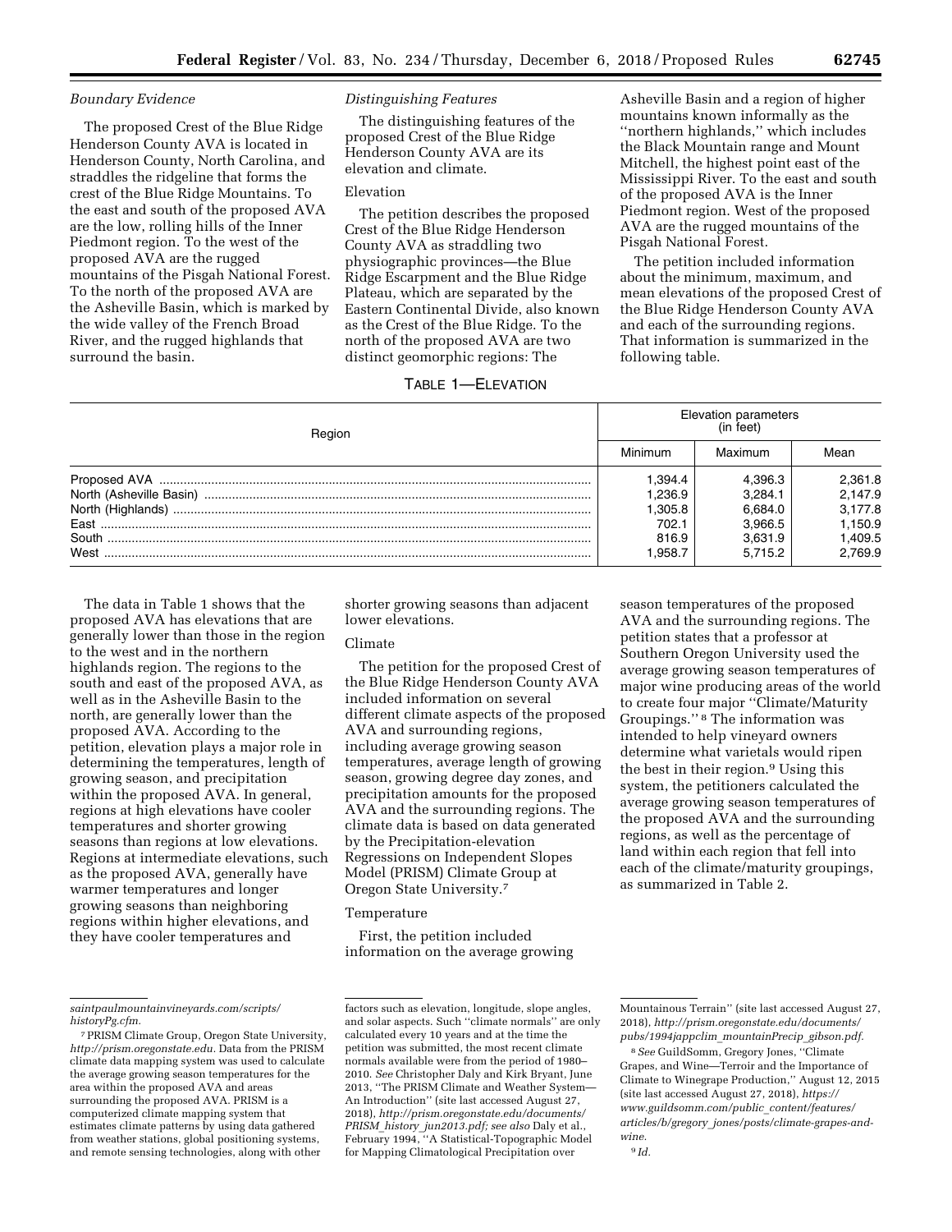*Boundary Evidence*

The proposed Crest of the Blue Ridge Henderson County AVA is located in Henderson County, North Carolina, and straddles the ridgeline that forms the crest of the Blue Ridge Mountains. To the east and south of the proposed AVA are the low, rolling hills of the Inner Piedmont region. To the west of the proposed AVA are the rugged mountains of the Pisgah National Forest. To the north of the proposed AVA are the Asheville Basin, which is marked by the wide valley of the French Broad River, and the rugged highlands that surround the basin.

*Distinguishing Features*

The distinguishing features of the proposed Crest of the Blue Ridge Henderson County AVA are its elevation and climate.

Elevation

The petition describes the proposed Crest of the Blue Ridge Henderson County AVA as straddling two physiographic provinces—the Blue Ridge Escarpment and the Blue Ridge Plateau, which are separated by the Eastern Continental Divide, also known as the Crest of the Blue Ridge. To the north of the proposed AVA are two distinct geomorphic regions: The Asheville Basin and a region of higher mountains known informally as the ''northern highlands,'' which includes the Black Mountain range and Mount Mitchell, the highest point east of the Mississippi River. To the east and south of the proposed AVA is the Inner Piedmont region. West of the proposed AVA are the rugged mountains of the Pisgah National Forest.

The petition included information about the minimum, maximum, and mean elevations of the proposed Crest of the Blue Ridge Henderson County AVA and each of the surrounding regions. That information is summarized in the following table.

TABLE 1—ELEVATION

| Region | Elevation parameters (in feet) | | |
|---|---|---|---|
| | Minimum | Maximum | Mean |
| Proposed AVA | 1,394.4 | 4,396.3 | 2,361.8 |
| North (Asheville Basin) | 1,236.9 | 3,284.1 | 2,147.9 |
| North (Highlands) | 1,305.8 | 6,684.0 | 3,177.8 |
| East | 702.1 | 3,966.5 | 1,150.9 |
| South | 816.9 | 3,631.9 | 1,409.5 |
| West | 1,958.7 | 5,715.2 | 2,769.9 |

The data in Table 1 shows that the proposed AVA has elevations that are generally lower than those in the region to the west and in the northern highlands region. The regions to the south and east of the proposed AVA, as well as in the Asheville Basin to the north, are generally lower than the proposed AVA. According to the petition, elevation plays a major role in determining the temperatures, length of growing season, and precipitation within the proposed AVA. In general, regions at high elevations have cooler temperatures and shorter growing seasons than regions at low elevations. Regions at intermediate elevations, such as the proposed AVA, generally have warmer temperatures and longer growing seasons than neighboring regions within higher elevations, and they have cooler temperatures and shorter growing seasons than adjacent lower elevations.

Climate

The petition for the proposed Crest of the Blue Ridge Henderson County AVA included information on several different climate aspects of the proposed AVA and surrounding regions, including average growing season temperatures, average length of growing season, growing degree day zones, and precipitation amounts for the proposed AVA and the surrounding regions. The climate data is based on data generated by the Precipitation-elevation Regressions on Independent Slopes Model (PRISM) Climate Group at Oregon State University.[7]

Temperature

First, the petition included information on the average growing season temperatures of the proposed AVA and the surrounding regions. The petition states that a professor at Southern Oregon University used the average growing season temperatures of major wine producing areas of the world to create four major ''Climate/Maturity Groupings.''[8] The information was intended to help vineyard owners determine what varietals would ripen the best in their region.[9] Using this system, the petitioners calculated the average growing season temperatures of the proposed AVA and the surrounding regions, as well as the percentage of land within each region that fell into each of the climate/maturity groupings, as summarized in Table 2.

---

*saintpaulmountainvineyards.com/scripts/historyPg.cfm.*

[7] PRISM Climate Group, Oregon State University, *http://prism.oregonstate.edu.* Data from the PRISM climate data mapping system was used to calculate the average growing season temperatures for the area within the proposed AVA and areas surrounding the proposed AVA. PRISM is a computerized climate mapping system that estimates climate patterns by using data gathered from weather stations, global positioning systems, and remote sensing technologies, along with other factors such as elevation, longitude, slope angles, and solar aspects. Such ''climate normals'' are only calculated every 10 years and at the time the petition was submitted, the most recent climate normals available were from the period of 1980–2010. *See* Christopher Daly and Kirk Bryant, June 2013, ''The PRISM Climate and Weather System—An Introduction'' (site last accessed August 27, 2018), *http://prism.oregonstate.edu/documents/PRISM_history_jun2013.pdf; see also* Daly et al., February 1994, ''A Statistical-Topographic Model for Mapping Climatological Precipitation over Mountainous Terrain'' (site last accessed August 27, 2018), *http://prism.oregonstate.edu/documents/pubs/1994jappclim_mountainPrecip_gibson.pdf.*

[8] *See* GuildSomm, Gregory Jones, ''Climate Grapes, and Wine—Terroir and the Importance of Climate to Winegrape Production,'' August 12, 2015 (site last accessed August 27, 2018), *https://www.guildsomm.com/public_content/features/articles/b/gregory_jones/posts/climate-grapes-and-wine.*

[9] *Id.*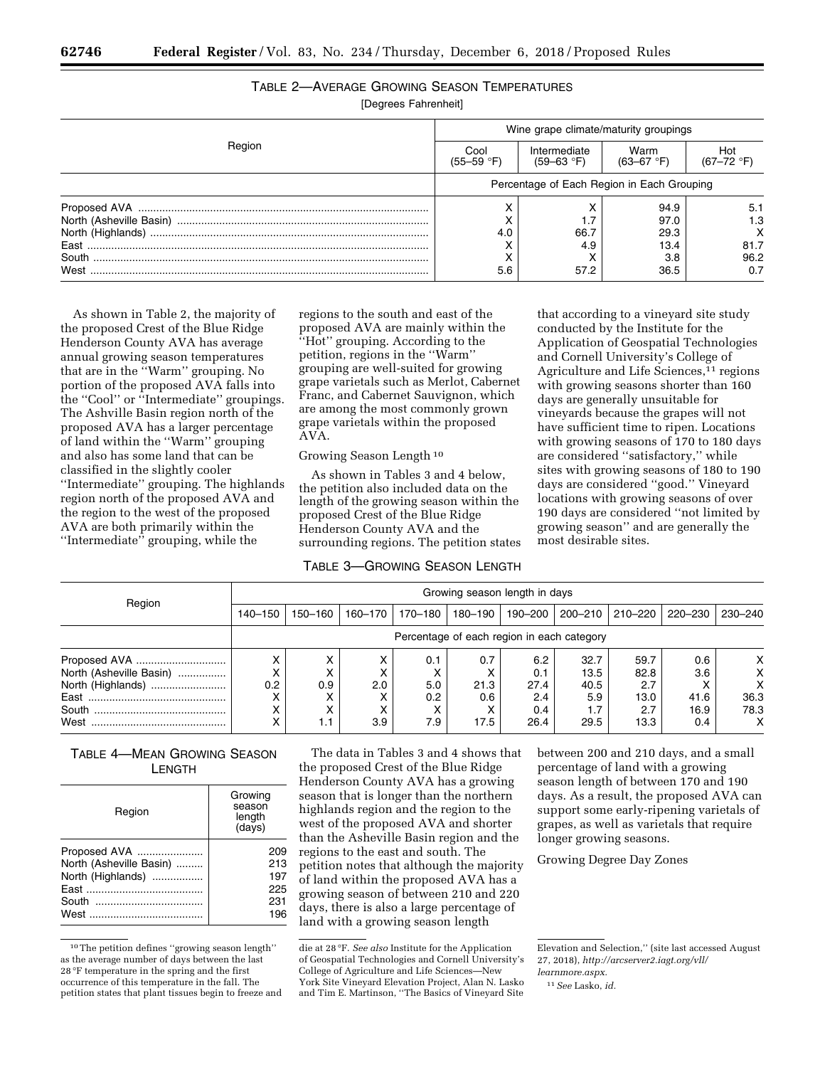TABLE 2—AVERAGE GROWING SEASON TEMPERATURES

[Degrees Fahrenheit]

| Region | Wine grape climate/maturity groupings | | | |
|---|---|---|---|---|
| | Cool (55–59 °F) | Intermediate (59–63 °F) | Warm (63–67 °F) | Hot (67–72 °F) |
| | Percentage of Each Region in Each Grouping | | | |
| Proposed AVA | X | X | 94.9 | 5.1 |
| North (Asheville Basin) | X | 1.7 | 97.0 | 1.3 |
| North (Highlands) | 4.0 | 66.7 | 29.3 | X |
| East | X | 4.9 | 13.4 | 81.7 |
| South | X | X | 3.8 | 96.2 |
| West | 5.6 | 57.2 | 36.5 | 0.7 |

As shown in Table 2, the majority of the proposed Crest of the Blue Ridge Henderson County AVA has average annual growing season temperatures that are in the ''Warm'' grouping. No portion of the proposed AVA falls into the ''Cool'' or ''Intermediate'' groupings. The Ashville Basin region north of the proposed AVA has a larger percentage of land within the ''Warm'' grouping and also has some land that can be classified in the slightly cooler ''Intermediate'' grouping. The highlands region north of the proposed AVA and the region to the west of the proposed AVA are both primarily within the ''Intermediate'' grouping, while the regions to the south and east of the proposed AVA are mainly within the ''Hot'' grouping. According to the petition, regions in the ''Warm'' grouping are well-suited for growing grape varietals such as Merlot, Cabernet Franc, and Cabernet Sauvignon, which are among the most commonly grown grape varietals within the proposed AVA.

Growing Season Length [10]

As shown in Tables 3 and 4 below, the petition also included data on the length of the growing season within the proposed Crest of the Blue Ridge Henderson County AVA and the surrounding regions. The petition states that according to a vineyard site study conducted by the Institute for the Application of Geospatial Technologies and Cornell University's College of Agriculture and Life Sciences,[11] regions with growing seasons shorter than 160 days are generally unsuitable for vineyards because the grapes will not have sufficient time to ripen. Locations with growing seasons of 170 to 180 days are considered ''satisfactory,'' while sites with growing seasons of 180 to 190 days are considered ''good.'' Vineyard locations with growing seasons of over 190 days are considered ''not limited by growing season'' and are generally the most desirable sites.

TABLE 3—GROWING SEASON LENGTH

| Region | Growing season length in days | | | | | | | | | |
|---|---|---|---|---|---|---|---|---|---|---|
| | 140–150 | 150–160 | 160–170 | 170–180 | 180–190 | 190–200 | 200–210 | 210–220 | 220–230 | 230–240 |
| | Percentage of each region in each category | | | | | | | | | |
| Proposed AVA | X | X | X | 0.1 | 0.7 | 6.2 | 32.7 | 59.7 | 0.6 | X |
| North (Asheville Basin) | X | X | X | X | X | 0.1 | 13.5 | 82.8 | 3.6 | X |
| North (Highlands) | 0.2 | 0.9 | 2.0 | 5.0 | 21.3 | 27.4 | 40.5 | 2.7 | X | X |
| East | X | X | X | 0.2 | 0.6 | 2.4 | 5.9 | 13.0 | 41.6 | 36.3 |
| South | X | X | X | X | X | 0.4 | 1.7 | 2.7 | 16.9 | 78.3 |
| West | X | 1.1 | 3.9 | 7.9 | 17.5 | 26.4 | 29.5 | 13.3 | 0.4 | X |

TABLE 4—MEAN GROWING SEASON LENGTH

| Region | Growing season length (days) |
|---|---|
| Proposed AVA | 209 |
| North (Asheville Basin) | 213 |
| North (Highlands) | 197 |
| East | 225 |
| South | 231 |
| West | 196 |

The data in Tables 3 and 4 shows that the proposed Crest of the Blue Ridge Henderson County AVA has a growing season that is longer than the northern highlands region and the region to the west of the proposed AVA and shorter than the Asheville Basin region and the regions to the east and south. The petition notes that although the majority of land within the proposed AVA has a growing season of between 210 and 220 days, there is also a large percentage of land with a growing season length between 200 and 210 days, and a small percentage of land with a growing season length of between 170 and 190 days. As a result, the proposed AVA can support some early-ripening varietals of grapes, as well as varietals that require longer growing seasons.

Growing Degree Day Zones

[10] The petition defines ''growing season length'' as the average number of days between the last 28 °F temperature in the spring and the first occurrence of this temperature in the fall. The petition states that plant tissues begin to freeze and die at 28 °F. *See also* Institute for the Application of Geospatial Technologies and Cornell University's College of Agriculture and Life Sciences—New York Site Vineyard Elevation Project, Alan N. Lasko and Tim E. Martinson, ''The Basics of Vineyard Site Elevation and Selection,'' (site last accessed August 27, 2018), *http://arcserver2.iagt.org/vll/learnmore.aspx.*

[11] *See* Lasko, *id.*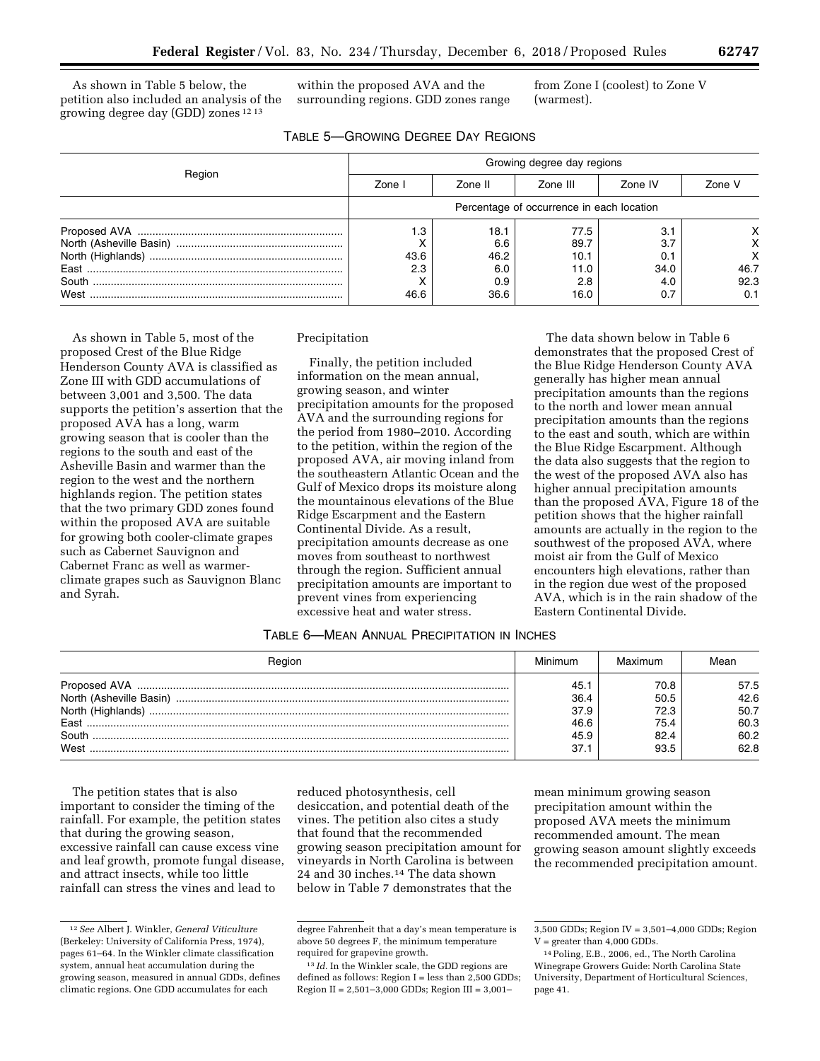As shown in Table 5 below, the petition also included an analysis of the growing degree day (GDD) zones [12] [13] within the proposed AVA and the surrounding regions. GDD zones range from Zone I (coolest) to Zone V (warmest).

TABLE 5—GROWING DEGREE DAY REGIONS

| Region | Growing degree day regions | | | | |
|---|---|---|---|---|---|
| | Zone I | Zone II | Zone III | Zone IV | Zone V |
| | Percentage of occurrence in each location | | | | |
| Proposed AVA | 1.3 | 18.1 | 77.5 | 3.1 | X |
| North (Asheville Basin) | X | 6.6 | 89.7 | 3.7 | X |
| North (Highlands) | 43.6 | 46.2 | 10.1 | 0.1 | X |
| East | 2.3 | 6.0 | 11.0 | 34.0 | 46.7 |
| South | X | 0.9 | 2.8 | 4.0 | 92.3 |
| West | 46.6 | 36.6 | 16.0 | 0.7 | 0.1 |

As shown in Table 5, most of the proposed Crest of the Blue Ridge Henderson County AVA is classified as Zone III with GDD accumulations of between 3,001 and 3,500. The data supports the petition's assertion that the proposed AVA has a long, warm growing season that is cooler than the regions to the south and east of the Asheville Basin and warmer than the region to the west and the northern highlands region. The petition states that the two primary GDD zones found within the proposed AVA are suitable for growing both cooler-climate grapes such as Cabernet Sauvignon and Cabernet Franc as well as warmer-climate grapes such as Sauvignon Blanc and Syrah.

Precipitation

Finally, the petition included information on the mean annual, growing season, and winter precipitation amounts for the proposed AVA and the surrounding regions for the period from 1980–2010. According to the petition, within the region of the proposed AVA, air moving inland from the southeastern Atlantic Ocean and the Gulf of Mexico drops its moisture along the mountainous elevations of the Blue Ridge Escarpment and the Eastern Continental Divide. As a result, precipitation amounts decrease as one moves from southeast to northwest through the region. Sufficient annual precipitation amounts are important to prevent vines from experiencing excessive heat and water stress.

The data shown below in Table 6 demonstrates that the proposed Crest of the Blue Ridge Henderson County AVA generally has higher mean annual precipitation amounts than the regions to the north and lower mean annual precipitation amounts than the regions to the east and south, which are within the Blue Ridge Escarpment. Although the data also suggests that the region to the west of the proposed AVA also has higher annual precipitation amounts than the proposed AVA, Figure 18 of the petition shows that the higher rainfall amounts are actually in the region to the southwest of the proposed AVA, where moist air from the Gulf of Mexico encounters high elevations, rather than in the region due west of the proposed AVA, which is in the rain shadow of the Eastern Continental Divide.

TABLE 6—MEAN ANNUAL PRECIPITATION IN INCHES

| Region | Minimum | Maximum | Mean |
|---|---|---|---|
| Proposed AVA | 45.1 | 70.8 | 57.5 |
| North (Asheville Basin) | 36.4 | 50.5 | 42.6 |
| North (Highlands) | 37.9 | 72.3 | 50.7 |
| East | 46.6 | 75.4 | 60.3 |
| South | 45.9 | 82.4 | 60.2 |
| West | 37.1 | 93.5 | 62.8 |

The petition states that is also important to consider the timing of the rainfall. For example, the petition states that during the growing season, excessive rainfall can cause excess vine and leaf growth, promote fungal disease, and attract insects, while too little rainfall can stress the vines and lead to reduced photosynthesis, cell desiccation, and potential death of the vines. The petition also cites a study that found that the recommended growing season precipitation amount for vineyards in North Carolina is between 24 and 30 inches.[14] The data shown below in Table 7 demonstrates that the mean minimum growing season precipitation amount within the proposed AVA meets the minimum recommended amount. The mean growing season amount slightly exceeds the recommended precipitation amount.

---

[12] *See* Albert J. Winkler, *General Viticulture* (Berkeley: University of California Press, 1974), pages 61–64. In the Winkler climate classification system, annual heat accumulation during the growing season, measured in annual GDDs, defines climatic regions. One GDD accumulates for each degree Fahrenheit that a day's mean temperature is above 50 degrees F, the minimum temperature required for grapevine growth.

[13] *Id.* In the Winkler scale, the GDD regions are defined as follows: Region I = less than 2,500 GDDs; Region II = 2,501–3,000 GDDs; Region III = 3,001–3,500 GDDs; Region IV = 3,501–4,000 GDDs; Region V = greater than 4,000 GDDs.

[14] Poling, E.B., 2006, ed., The North Carolina Winegrape Growers Guide: North Carolina State University, Department of Horticultural Sciences, page 41.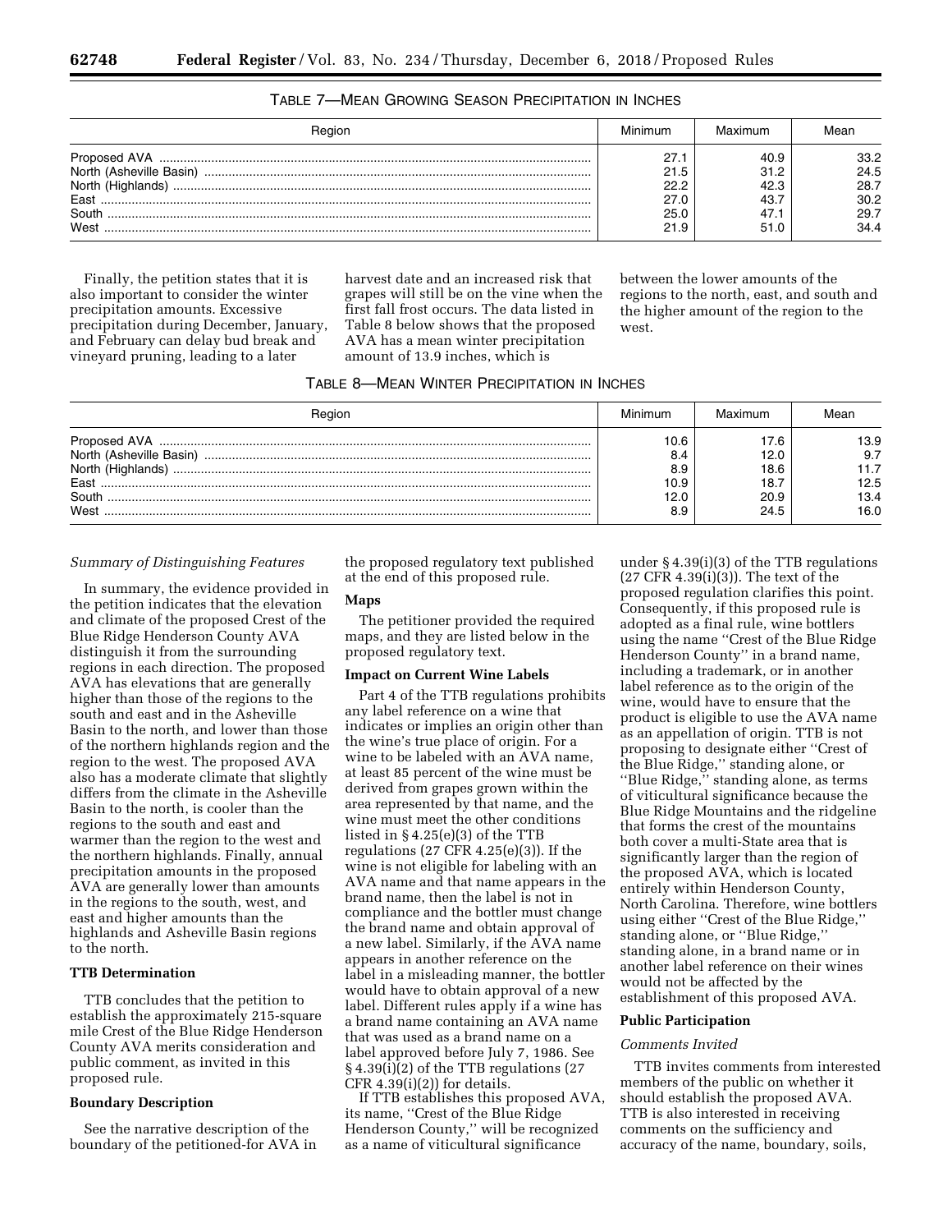TABLE 7—MEAN GROWING SEASON PRECIPITATION IN INCHES

| Region | Minimum | Maximum | Mean |
|---|---|---|---|
| Proposed AVA | 27.1 | 40.9 | 33.2 |
| North (Asheville Basin) | 21.5 | 31.2 | 24.5 |
| North (Highlands) | 22.2 | 42.3 | 28.7 |
| East | 27.0 | 43.7 | 30.2 |
| South | 25.0 | 47.1 | 29.7 |
| West | 21.9 | 51.0 | 34.4 |

Finally, the petition states that it is also important to consider the winter precipitation amounts. Excessive precipitation during December, January, and February can delay bud break and vineyard pruning, leading to a later harvest date and an increased risk that grapes will still be on the vine when the first fall frost occurs. The data listed in Table 8 below shows that the proposed AVA has a mean winter precipitation amount of 13.9 inches, which is between the lower amounts of the regions to the north, east, and south and the higher amount of the region to the west.

TABLE 8—MEAN WINTER PRECIPITATION IN INCHES

| Region | Minimum | Maximum | Mean |
|---|---|---|---|
| Proposed AVA | 10.6 | 17.6 | 13.9 |
| North (Asheville Basin) | 8.4 | 12.0 | 9.7 |
| North (Highlands) | 8.9 | 18.6 | 11.7 |
| East | 10.9 | 18.7 | 12.5 |
| South | 12.0 | 20.9 | 13.4 |
| West | 8.9 | 24.5 | 16.0 |

*Summary of Distinguishing Features*

In summary, the evidence provided in the petition indicates that the elevation and climate of the proposed Crest of the Blue Ridge Henderson County AVA distinguish it from the surrounding regions in each direction. The proposed AVA has elevations that are generally higher than those of the regions to the south and east and in the Asheville Basin to the north, and lower than those of the northern highlands region and the region to the west. The proposed AVA also has a moderate climate that slightly differs from the climate in the Asheville Basin to the north, is cooler than the regions to the south and east and warmer than the region to the west and the northern highlands. Finally, annual precipitation amounts in the proposed AVA are generally lower than amounts in the regions to the south, west, and east and higher amounts than the highlands and Asheville Basin regions to the north.

**TTB Determination**

TTB concludes that the petition to establish the approximately 215-square mile Crest of the Blue Ridge Henderson County AVA merits consideration and public comment, as invited in this proposed rule.

**Boundary Description**

See the narrative description of the boundary of the petitioned-for AVA in the proposed regulatory text published at the end of this proposed rule.

**Maps**

The petitioner provided the required maps, and they are listed below in the proposed regulatory text.

**Impact on Current Wine Labels**

Part 4 of the TTB regulations prohibits any label reference on a wine that indicates or implies an origin other than the wine's true place of origin. For a wine to be labeled with an AVA name, at least 85 percent of the wine must be derived from grapes grown within the area represented by that name, and the wine must meet the other conditions listed in § 4.25(e)(3) of the TTB regulations (27 CFR 4.25(e)(3)). If the wine is not eligible for labeling with an AVA name and that name appears in the brand name, then the label is not in compliance and the bottler must change the brand name and obtain approval of a new label. Similarly, if the AVA name appears in another reference on the label in a misleading manner, the bottler would have to obtain approval of a new label. Different rules apply if a wine has a brand name containing an AVA name that was used as a brand name on a label approved before July 7, 1986. See § 4.39(i)(2) of the TTB regulations (27 CFR 4.39(i)(2)) for details.

If TTB establishes this proposed AVA, its name, ''Crest of the Blue Ridge Henderson County,'' will be recognized as a name of viticultural significance under § 4.39(i)(3) of the TTB regulations (27 CFR 4.39(i)(3)). The text of the proposed regulation clarifies this point. Consequently, if this proposed rule is adopted as a final rule, wine bottlers using the name ''Crest of the Blue Ridge Henderson County'' in a brand name, including a trademark, or in another label reference as to the origin of the wine, would have to ensure that the product is eligible to use the AVA name as an appellation of origin. TTB is not proposing to designate either ''Crest of the Blue Ridge,'' standing alone, or ''Blue Ridge,'' standing alone, as terms of viticultural significance because the Blue Ridge Mountains and the ridgeline that forms the crest of the mountains both cover a multi-State area that is significantly larger than the region of the proposed AVA, which is located entirely within Henderson County, North Carolina. Therefore, wine bottlers using either ''Crest of the Blue Ridge,'' standing alone, or ''Blue Ridge,'' standing alone, in a brand name or in another label reference on their wines would not be affected by the establishment of this proposed AVA.

**Public Participation**

*Comments Invited*

TTB invites comments from interested members of the public on whether it should establish the proposed AVA. TTB is also interested in receiving comments on the sufficiency and accuracy of the name, boundary, soils,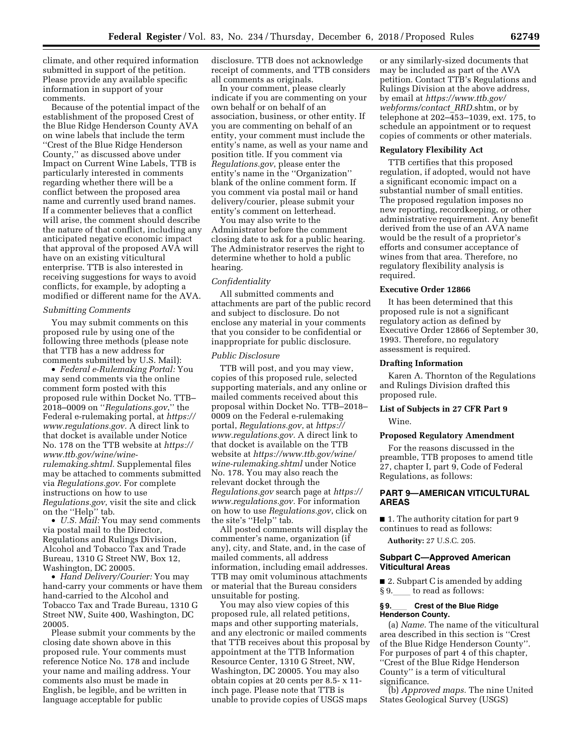climate, and other required information submitted in support of the petition. Please provide any available specific information in support of your comments.

Because of the potential impact of the establishment of the proposed Crest of the Blue Ridge Henderson County AVA on wine labels that include the term "Crest of the Blue Ridge Henderson County," as discussed above under Impact on Current Wine Labels, TTB is particularly interested in comments regarding whether there will be a conflict between the proposed area name and currently used brand names. If a commenter believes that a conflict will arise, the comment should describe the nature of that conflict, including any anticipated negative economic impact that approval of the proposed AVA will have on an existing viticultural enterprise. TTB is also interested in receiving suggestions for ways to avoid conflicts, for example, by adopting a modified or different name for the AVA.

*Submitting Comments*

You may submit comments on this proposed rule by using one of the following three methods (please note that TTB has a new address for comments submitted by U.S. Mail):

- *Federal e-Rulemaking Portal:* You may send comments via the online comment form posted with this proposed rule within Docket No. TTB–2018–0009 on "*Regulations.gov*," the Federal e-rulemaking portal, at *https://www.regulations.gov.* A direct link to that docket is available under Notice No. 178 on the TTB website at *https://www.ttb.gov/wine/wine-rulemaking.shtml.* Supplemental files may be attached to comments submitted via *Regulations.gov*. For complete instructions on how to use *Regulations.gov*, visit the site and click on the "Help" tab.
- *U.S. Mail:* You may send comments via postal mail to the Director, Regulations and Rulings Division, Alcohol and Tobacco Tax and Trade Bureau, 1310 G Street NW, Box 12, Washington, DC 20005.
- *Hand Delivery/Courier:* You may hand-carry your comments or have them hand-carried to the Alcohol and Tobacco Tax and Trade Bureau, 1310 G Street NW, Suite 400, Washington, DC 20005.

Please submit your comments by the closing date shown above in this proposed rule. Your comments must reference Notice No. 178 and include your name and mailing address. Your comments also must be made in English, be legible, and be written in language acceptable for public disclosure. TTB does not acknowledge receipt of comments, and TTB considers all comments as originals.

In your comment, please clearly indicate if you are commenting on your own behalf or on behalf of an association, business, or other entity. If you are commenting on behalf of an entity, your comment must include the entity's name, as well as your name and position title. If you comment via *Regulations.gov*, please enter the entity's name in the "Organization" blank of the online comment form. If you comment via postal mail or hand delivery/courier, please submit your entity's comment on letterhead.

You may also write to the Administrator before the comment closing date to ask for a public hearing. The Administrator reserves the right to determine whether to hold a public hearing.

*Confidentiality*

All submitted comments and attachments are part of the public record and subject to disclosure. Do not enclose any material in your comments that you consider to be confidential or inappropriate for public disclosure.

*Public Disclosure*

TTB will post, and you may view, copies of this proposed rule, selected supporting materials, and any online or mailed comments received about this proposal within Docket No. TTB–2018–0009 on the Federal e-rulemaking portal, *Regulations.gov*, at *https://www.regulations.gov*. A direct link to that docket is available on the TTB website at *https://www.ttb.gov/wine/wine-rulemaking.shtml* under Notice No. 178. You may also reach the relevant docket through the *Regulations.gov* search page at *https://www.regulations.gov.* For information on how to use *Regulations.gov*, click on the site's "Help" tab.

All posted comments will display the commenter's name, organization (if any), city, and State, and, in the case of mailed comments, all address information, including email addresses. TTB may omit voluminous attachments or material that the Bureau considers unsuitable for posting.

You may also view copies of this proposed rule, all related petitions, maps and other supporting materials, and any electronic or mailed comments that TTB receives about this proposal by appointment at the TTB Information Resource Center, 1310 G Street, NW, Washington, DC 20005. You may also obtain copies at 20 cents per 8.5- x 11-inch page. Please note that TTB is unable to provide copies of USGS maps or any similarly-sized documents that may be included as part of the AVA petition. Contact TTB's Regulations and Rulings Division at the above address, by email at *https://www.ttb.gov/webforms/contact_RRD.*shtm, or by telephone at 202–453–1039, ext. 175, to schedule an appointment or to request copies of comments or other materials.

**Regulatory Flexibility Act**

TTB certifies that this proposed regulation, if adopted, would not have a significant economic impact on a substantial number of small entities. The proposed regulation imposes no new reporting, recordkeeping, or other administrative requirement. Any benefit derived from the use of an AVA name would be the result of a proprietor's efforts and consumer acceptance of wines from that area. Therefore, no regulatory flexibility analysis is required.

**Executive Order 12866**

It has been determined that this proposed rule is not a significant regulatory action as defined by Executive Order 12866 of September 30, 1993. Therefore, no regulatory assessment is required.

**Drafting Information**

Karen A. Thornton of the Regulations and Rulings Division drafted this proposed rule.

**List of Subjects in 27 CFR Part 9**

Wine.

**Proposed Regulatory Amendment**

For the reasons discussed in the preamble, TTB proposes to amend title 27, chapter I, part 9, Code of Federal Regulations, as follows:

## PART 9—AMERICAN VITICULTURAL AREAS

■ 1. The authority citation for part 9 continues to read as follows:

**Authority:** 27 U.S.C. 205.

### Subpart C—Approved American Viticultural Areas

■ 2. Subpart C is amended by adding § 9.____ to read as follows:

**§ 9.____ Crest of the Blue Ridge Henderson County.**

(a) *Name.* The name of the viticultural area described in this section is "Crest of the Blue Ridge Henderson County". For purposes of part 4 of this chapter, "Crest of the Blue Ridge Henderson County" is a term of viticultural significance.

(b) *Approved maps.* The nine United States Geological Survey (USGS)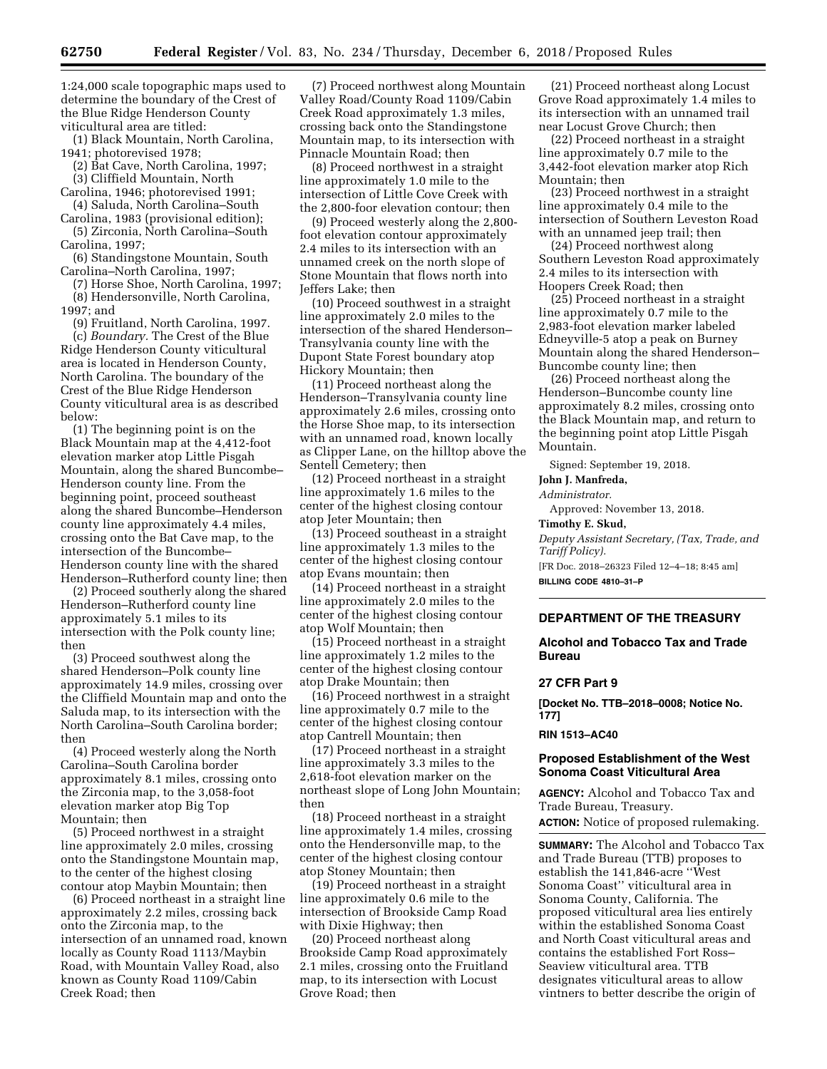1:24,000 scale topographic maps used to determine the boundary of the Crest of the Blue Ridge Henderson County viticultural area are titled:

(1) Black Mountain, North Carolina, 1941; photorevised 1978;

(2) Bat Cave, North Carolina, 1997;

(3) Cliffield Mountain, North Carolina, 1946; photorevised 1991;

(4) Saluda, North Carolina–South Carolina, 1983 (provisional edition);

(5) Zirconia, North Carolina–South Carolina, 1997;

(6) Standingstone Mountain, South Carolina–North Carolina, 1997;

(7) Horse Shoe, North Carolina, 1997;

(8) Hendersonville, North Carolina, 1997; and

(9) Fruitland, North Carolina, 1997.

(c) *Boundary.* The Crest of the Blue Ridge Henderson County viticultural area is located in Henderson County, North Carolina. The boundary of the Crest of the Blue Ridge Henderson County viticultural area is as described below:

(1) The beginning point is on the Black Mountain map at the 4,412-foot elevation marker atop Little Pisgah Mountain, along the shared Buncombe–Henderson county line. From the beginning point, proceed southeast along the shared Buncombe–Henderson county line approximately 4.4 miles, crossing onto the Bat Cave map, to the intersection of the Buncombe–Henderson county line with the shared Henderson–Rutherford county line; then

(2) Proceed southerly along the shared Henderson–Rutherford county line approximately 5.1 miles to its intersection with the Polk county line; then

(3) Proceed southwest along the shared Henderson–Polk county line approximately 14.9 miles, crossing over the Cliffield Mountain map and onto the Saluda map, to its intersection with the North Carolina–South Carolina border; then

(4) Proceed westerly along the North Carolina–South Carolina border approximately 8.1 miles, crossing onto the Zirconia map, to the 3,058-foot elevation marker atop Big Top Mountain; then

(5) Proceed northwest in a straight line approximately 2.0 miles, crossing onto the Standingstone Mountain map, to the center of the highest closing contour atop Maybin Mountain; then

(6) Proceed northeast in a straight line approximately 2.2 miles, crossing back onto the Zirconia map, to the intersection of an unnamed road, known locally as County Road 1113/Maybin Road, with Mountain Valley Road, also known as County Road 1109/Cabin Creek Road; then

(7) Proceed northwest along Mountain Valley Road/County Road 1109/Cabin Creek Road approximately 1.3 miles, crossing back onto the Standingstone Mountain map, to its intersection with Pinnacle Mountain Road; then

(8) Proceed northwest in a straight line approximately 1.0 mile to the intersection of Little Cove Creek with the 2,800-foor elevation contour; then

(9) Proceed westerly along the 2,800-foot elevation contour approximately 2.4 miles to its intersection with an unnamed creek on the north slope of Stone Mountain that flows north into Jeffers Lake; then

(10) Proceed southwest in a straight line approximately 2.0 miles to the intersection of the shared Henderson–Transylvania county line with the Dupont State Forest boundary atop Hickory Mountain; then

(11) Proceed northeast along the Henderson–Transylvania county line approximately 2.6 miles, crossing onto the Horse Shoe map, to its intersection with an unnamed road, known locally as Clipper Lane, on the hilltop above the Sentell Cemetery; then

(12) Proceed northeast in a straight line approximately 1.6 miles to the center of the highest closing contour atop Jeter Mountain; then

(13) Proceed southeast in a straight line approximately 1.3 miles to the center of the highest closing contour atop Evans mountain; then

(14) Proceed northeast in a straight line approximately 2.0 miles to the center of the highest closing contour atop Wolf Mountain; then

(15) Proceed northeast in a straight line approximately 1.2 miles to the center of the highest closing contour atop Drake Mountain; then

(16) Proceed northwest in a straight line approximately 0.7 mile to the center of the highest closing contour atop Cantrell Mountain; then

(17) Proceed northeast in a straight line approximately 3.3 miles to the 2,618-foot elevation marker on the northeast slope of Long John Mountain; then

(18) Proceed northeast in a straight line approximately 1.4 miles, crossing onto the Hendersonville map, to the center of the highest closing contour atop Stoney Mountain; then

(19) Proceed northeast in a straight line approximately 0.6 mile to the intersection of Brookside Camp Road with Dixie Highway; then

(20) Proceed northeast along Brookside Camp Road approximately 2.1 miles, crossing onto the Fruitland map, to its intersection with Locust Grove Road; then

(21) Proceed northeast along Locust Grove Road approximately 1.4 miles to its intersection with an unnamed trail near Locust Grove Church; then

(22) Proceed northeast in a straight line approximately 0.7 mile to the 3,442-foot elevation marker atop Rich Mountain; then

(23) Proceed northwest in a straight line approximately 0.4 mile to the intersection of Southern Leveston Road with an unnamed jeep trail; then

(24) Proceed northwest along Southern Leveston Road approximately 2.4 miles to its intersection with Hoopers Creek Road; then

(25) Proceed northeast in a straight line approximately 0.7 mile to the 2,983-foot elevation marker labeled Edneyville-5 atop a peak on Burney Mountain along the shared Henderson–Buncombe county line; then

(26) Proceed northeast along the Henderson–Buncombe county line approximately 8.2 miles, crossing onto the Black Mountain map, and return to the beginning point atop Little Pisgah Mountain.

Signed: September 19, 2018.

**John J. Manfreda,**

*Administrator.*

Approved: November 13, 2018.

**Timothy E. Skud,**

*Deputy Assistant Secretary, (Tax, Trade, and Tariff Policy).*

[FR Doc. 2018–26323 Filed 12–4–18; 8:45 am]

**BILLING CODE 4810–31–P**

---

## DEPARTMENT OF THE TREASURY

### Alcohol and Tobacco Tax and Trade Bureau

### 27 CFR Part 9

**[Docket No. TTB–2018–0008; Notice No. 177]**

**RIN 1513–AC40**

### Proposed Establishment of the West Sonoma Coast Viticultural Area

**AGENCY:** Alcohol and Tobacco Tax and Trade Bureau, Treasury.

**ACTION:** Notice of proposed rulemaking.

**SUMMARY:** The Alcohol and Tobacco Tax and Trade Bureau (TTB) proposes to establish the 141,846-acre ''West Sonoma Coast'' viticultural area in Sonoma County, California. The proposed viticultural area lies entirely within the established Sonoma Coast and North Coast viticultural areas and contains the established Fort Ross–Seaview viticultural area. TTB designates viticultural areas to allow vintners to better describe the origin of